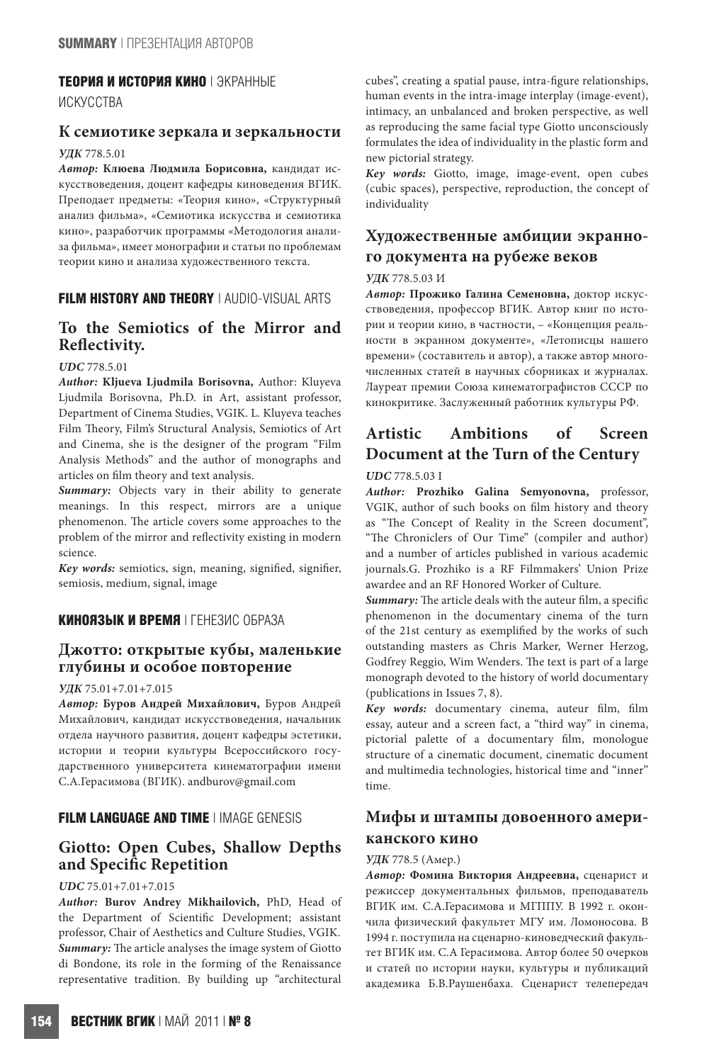## ТЕОРИЯ И ИСТОРИЯ КИНО | ЭКРАННЫЕ ИСКУССТВА

### К семиотике зеркала и зеркальности

***УДК*** 778.5.01

***Автор:*** **Клюева Людмила Борисовна,** кандидат искусствоведения, доцент кафедры киноведения ВГИК. Преподает предметы: «Теория кино», «Структурный анализ фильма», «Семиотика искусства и семиотика кино», разработчик программы «Методология анализа фильма», имеет монографии и статьи по проблемам теории кино и анализа художественного текста.

## FILM HISTORY AND THEORY | AUDIO-VISUAL ARTS

### To the Semiotics of the Mirror and Reflectivity.

***UDC*** 778.5.01

***Author:*** **Kljueva Ljudmila Borisovna,** Author: Kluyeva Ljudmila Borisovna, Ph.D. in Art, assistant professor, Department of Cinema Studies, VGIK. L. Kluyeva teaches Film Theory, Film's Structural Analysis, Semiotics of Art and Cinema, she is the designer of the program "Film Analysis Methods" and the author of monographs and articles on film theory and text analysis.

***Summary:*** Objects vary in their ability to generate meanings. In this respect, mirrors are a unique phenomenon. The article covers some approaches to the problem of the mirror and reflectivity existing in modern science.

***Key words:*** semiotics, sign, meaning, signified, signifier, semiosis, medium, signal, image

## КИНОЯЗЫК И ВРЕМЯ | ГЕНЕЗИС ОБРАЗА

### Джотто: открытые кубы, маленькие глубины и особое повторение

***УДК*** 75.01+7.01+7.015

***Автор:*** **Буров Андрей Михайлович,** Буров Андрей Михайлович, кандидат искусствоведения, начальник отдела научного развития, доцент кафедры эстетики, истории и теории культуры Всероссийского государственного университета кинематографии имени С.А.Герасимова (ВГИК). andburov@gmail.com

## FILM LANGUAGE AND TIME | IMAGE GENESIS

### Giotto: Open Cubes, Shallow Depths and Specific Repetition

***UDC*** 75.01+7.01+7.015

***Author:*** **Burov Andrey Mikhailovich,** PhD, Head of the Department of Scientific Development; assistant professor, Chair of Aesthetics and Culture Studies, VGIK.

***Summary:*** The article analyses the image system of Giotto di Bondone, its role in the forming of the Renaissance representative tradition. By building up "architectural cubes", creating a spatial pause, intra-figure relationships, human events in the intra-image interplay (image-event), intimacy, an unbalanced and broken perspective, as well as reproducing the same facial type Giotto unconsciously formulates the idea of individuality in the plastic form and new pictorial strategy.

***Key words:*** Giotto, image, image-event, open cubes (cubic spaces), perspective, reproduction, the concept of individuality

### Художественные амбиции экранного документа на рубеже веков

***УДК*** 778.5.03 И

***Автор:*** **Прожико Галина Семеновна,** доктор искусствоведения, профессор ВГИК. Автор книг по истории и теории кино, в частности, – «Концепция реальности в экранном документе», «Летописцы нашего времени» (составитель и автор), а также автор многочисленных статей в научных сборниках и журналах. Лауреат премии Союза кинематографистов СССР по кинокритике. Заслуженный работник культуры РФ.

### Artistic Ambitions of Screen Document at the Turn of the Century

***UDC*** 778.5.03 I

***Author:*** **Prozhiko Galina Semyonovna,** professor, VGIK, author of such books on film history and theory as "The Concept of Reality in the Screen document", "The Chroniclers of Our Time" (compiler and author) and a number of articles published in various academic journals.G. Prozhiko is a RF Filmmakers' Union Prize awardee and an RF Honored Worker of Culture.

***Summary:*** The article deals with the auteur film, a specific phenomenon in the documentary cinema of the turn of the 21st century as exemplified by the works of such outstanding masters as Chris Marker, Werner Herzog, Godfrey Reggio, Wim Wenders. The text is part of a large monograph devoted to the history of world documentary (publications in Issues 7, 8).

***Key words:*** documentary cinema, auteur film, film essay, auteur and a screen fact, a "third way" in cinema, pictorial palette of a documentary film, monologue structure of a cinematic document, cinematic document and multimedia technologies, historical time and "inner" time.

### Мифы и штампы довоенного американского кино

***УДК*** 778.5 (Амер.)

***Автор:*** **Фомина Виктория Андреевна,** сценарист и режиссер документальных фильмов, преподаватель ВГИК им. С.А.Герасимова и МГППУ. В 1992 г. окончила физический факультет МГУ им. Ломоносова. В 1994 г. поступила на сценарно-киноведческий факультет ВГИК им. С.А Герасимова. Автор более 50 очерков и статей по истории науки, культуры и публикаций академика Б.В.Раушенбаха. Сценарист телепередач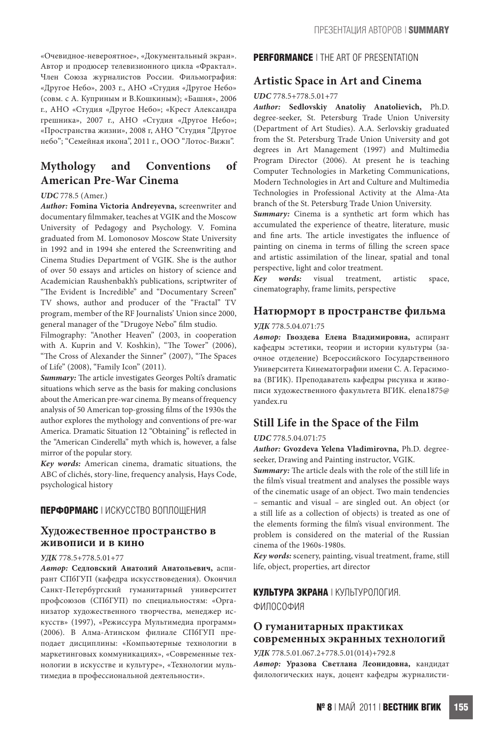«Очевидное-невероятное», «Документальный экран». Автор и продюсер телевизионного цикла «Фрактал». Член Союза журналистов России. Фильмография: «Другое Небо», 2003 г., АНО «Студия «Другое Небо» (совм. с А. Куприным и В.Кошкиным); «Башня», 2006 г., АНО «Студия «Другое Небо»; «Крест Александра грешника», 2007 г., АНО «Студия «Другое Небо»; «Пространства жизни», 2008 г, АНО "Студия "Другое небо"; "Семейная икона", 2011 г., ООО "Лотос-Вижн".

## Mythology and Conventions of American Pre-War Cinema

***UDC*** 778.5 (Amer.)

***Author:*** **Fomina Victoria Andreyevna,** screenwriter and documentary filmmaker, teaches at VGIK and the Moscow University of Pedagogy and Psychology. V. Fomina graduated from M. Lomonosov Moscow State University in 1992 and in 1994 she entered the Screenwriting and Cinema Studies Department of VGIK. She is the author of over 50 essays and articles on history of science and Academician Raushenbakh's publications, scriptwriter of "The Evident is Incredible" and "Documentary Screen" TV shows, author and producer of the "Fractal" TV program, member of the RF Journalists' Union since 2000, general manager of the "Drugoye Nebo" film studio.

Filmography: "Another Heaven" (2003, in cooperation with A. Kuprin and V. Koshkin), "The Tower" (2006), "The Cross of Alexander the Sinner" (2007), "The Spaces of Life" (2008), "Family Icon" (2011).

***Summary:*** The article investigates Georges Polti's dramatic situations which serve as the basis for making conclusions about the American pre-war cinema. By means of frequency analysis of 50 American top-grossing films of the 1930s the author explores the mythology and conventions of pre-war America. Dramatic Situation 12 "Obtaining" is reflected in the "American Cinderella" myth which is, however, a false mirror of the popular story.

***Key words:*** American cinema, dramatic situations, the ABC of clichés, story-line, frequency analysis, Hays Code, psychological history

**ПЕРФОРМАНС** | ИСКУССТВО ВОПЛОЩЕНИЯ

## Художественное пространство в живописи и в кино

***УДК*** 778.5+778.5.01+77

***Автор:*** **Седловский Анатолий Анатольевич,** аспирант СПбГУП (кафедра искусствоведения). Окончил Санкт-Петербургский гуманитарный университет профсоюзов (СПбГУП) по специальностям: «Организатор художественного творчества, менеджер искусств» (1997), «Режиссура Мультимедиа программ» (2006). В Алма-Атинском филиале СПбГУП преподает дисциплины: «Компьютерные технологии в маркетинговых коммуникациях», «Современные технологии в искусстве и культуре», «Технологии мультимедиа в профессиональной деятельности».

**PERFORMANCE** | THE ART OF PRESENTATION

## Artistic Space in Art and Cinema

***UDC*** 778.5+778.5.01+77

***Author:*** **Sedlovskiy Anatoliy Anatolievich,** Ph.D. degree-seeker, St. Petersburg Trade Union University (Department of Art Studies). A.A. Serlovskiy graduated from the St. Petersburg Trade Union University and got degrees in Art Management (1997) and Multimedia Program Director (2006). At present he is teaching Computer Technologies in Marketing Communications, Modern Technologies in Art and Culture and Multimedia Technologies in Professional Activity at the Alma-Ata branch of the St. Petersburg Trade Union University.

***Summary:*** Cinema is a synthetic art form which has accumulated the experience of theatre, literature, music and fine arts. The article investigates the influence of painting on cinema in terms of filling the screen space and artistic assimilation of the linear, spatial and tonal perspective, light and color treatment.

***Key words:*** visual treatment, artistic space, cinematography, frame limits, perspective

## Натюрморт в пространстве фильма

***УДК*** 778.5.04.071:75

***Автор:*** **Гвоздева Елена Владимировна,** аспирант кафедры эстетики, теории и истории культуры (заочное отделение) Всероссийского Государственного Университета Кинематографии имени С. А. Герасимова (ВГИК). Преподаватель кафедры рисунка и живописи художественного факультета ВГИК. elena1875@yandex.ru

## Still Life in the Space of the Film

***UDC*** 778.5.04.071:75

***Author:*** **Gvozdeva Yelena Vladimirovna,** Ph.D. degree-seeker, Drawing and Painting instructor, VGIK.

***Summary:*** The article deals with the role of the still life in the film's visual treatment and analyses the possible ways of the cinematic usage of an object. Two main tendencies – semantic and visual – are singled out. An object (or a still life as a collection of objects) is treated as one of the elements forming the film's visual environment. The problem is considered on the material of the Russian cinema of the 1960s-1980s.

***Key words:*** scenery, painting, visual treatment, frame, still life, object, properties, art director

**КУЛЬТУРА ЭКРАНА** | КУЛЬТУРОЛОГИЯ. ФИЛОСОФИЯ

## О гуманитарных практиках современных экранных технологий

***УДК*** 778.5.01.067.2+778.5.01(014)+792.8

***Автор:*** **Уразова Светлана Леонидовна,** кандидат филологических наук, доцент кафедры журналисти-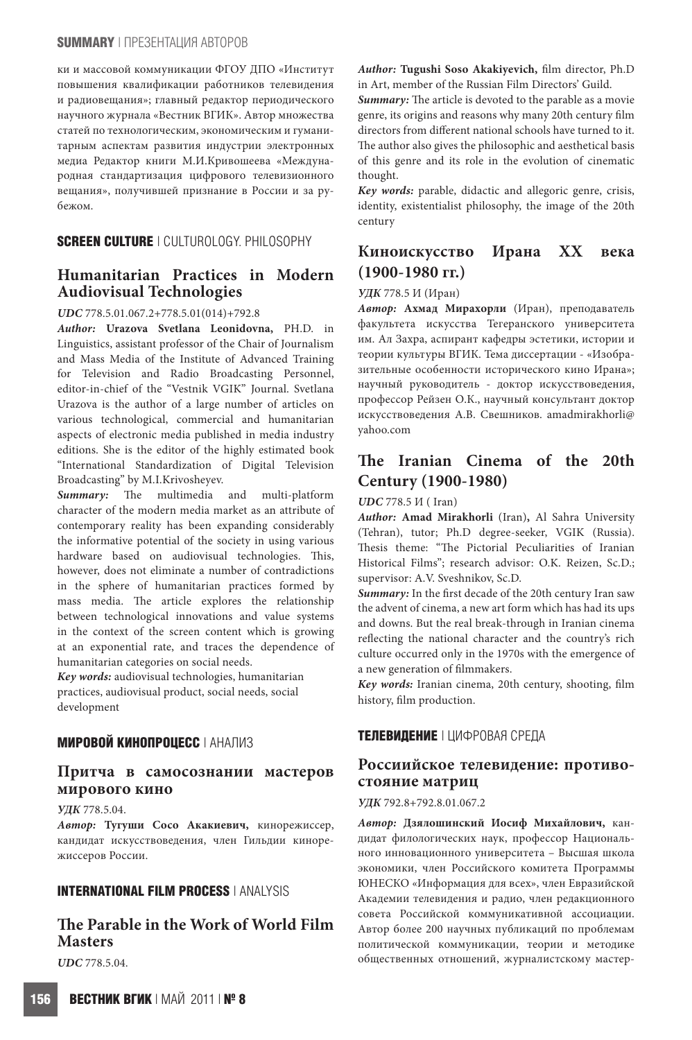ки и массовой коммуникации ФГОУ ДПО «Институт повышения квалификации работников телевидения и радиовещания»; главный редактор периодического научного журнала «Вестник ВГИК». Автор множества статей по технологическим, экономическим и гуманитарным аспектам развития индустрии электронных медиа Редактор книги М.И.Кривошеева «Международная стандартизация цифрового телевизионного вещания», получившей признание в России и за рубежом.

**SCREEN CULTURE** | CULTUROLOGY. PHILOSOPHY

## Humanitarian Practices in Modern Audiovisual Technologies

***UDC*** 778.5.01.067.2+778.5.01(014)+792.8

***Author:*** **Urazova Svetlana Leonidovna,** PH.D. in Linguistics, assistant professor of the Chair of Journalism and Mass Media of the Institute of Advanced Training for Television and Radio Broadcasting Personnel, editor-in-chief of the "Vestnik VGIK" Journal. Svetlana Urazova is the author of a large number of articles on various technological, commercial and humanitarian aspects of electronic media published in media industry editions. She is the editor of the highly estimated book "International Standardization of Digital Television Broadcasting" by M.I.Krivosheyev.

***Summary:*** The multimedia and multi-platform character of the modern media market as an attribute of contemporary reality has been expanding considerably the informative potential of the society in using various hardware based on audiovisual technologies. This, however, does not eliminate a number of contradictions in the sphere of humanitarian practices formed by mass media. The article explores the relationship between technological innovations and value systems in the context of the screen content which is growing at an exponential rate, and traces the dependence of humanitarian categories on social needs.

***Key words:*** audiovisual technologies, humanitarian practices, audiovisual product, social needs, social development

**МИРОВОЙ КИНОПРОЦЕСС** | АНАЛИЗ

## Притча в самосознании мастеров мирового кино

***УДК*** 778.5.04.

***Автор:*** **Тугуши Сосо Акакиевич,** кинорежиссер, кандидат искусствоведения, член Гильдии кинорежиссеров России.

**INTERNATIONAL FILM PROCESS** | ANALYSIS

## The Parable in the Work of World Film Masters

***UDC*** 778.5.04.

***Author:*** **Tugushi Soso Akakiyevich,** film director, Ph.D in Art, member of the Russian Film Directors' Guild.

***Summary:*** The article is devoted to the parable as a movie genre, its origins and reasons why many 20th century film directors from different national schools have turned to it. The author also gives the philosophic and aesthetical basis of this genre and its role in the evolution of cinematic thought.

***Key words:*** parable, didactic and allegoric genre, crisis, identity, existentialist philosophy, the image of the 20th century

## Киноискусство Ирана XX века (1900-1980 гг.)

***УДК*** 778.5 И (Иран)

***Автор:*** **Ахмад Мирахорли** (Иран), преподаватель факультета искусства Тегеранского университета им. Ал Захра, аспирант кафедры эстетики, истории и теории культуры ВГИК. Тема диссертации - «Изобразительные особенности исторического кино Ирана»; научный руководитель - доктор искусствоведения, профессор Рейзен О.К., научный консультант доктор искусствоведения А.В. Свешников. amadmirakhorli@yahoo.com

## The Iranian Cinema of the 20th Century (1900-1980)

***UDC*** 778.5 И ( Iran)

***Author:*** **Amad Mirakhorli** (Iran)**,** Al Sahra University (Tehran), tutor; Ph.D degree-seeker, VGIK (Russia). Thesis theme: "The Pictorial Peculiarities of Iranian Historical Films"; research advisor: O.K. Reizen, Sc.D.; supervisor: A.V. Sveshnikov, Sc.D.

***Summary:*** In the first decade of the 20th century Iran saw the advent of cinema, a new art form which has had its ups and downs. But the real break-through in Iranian cinema reflecting the national character and the country's rich culture occurred only in the 1970s with the emergence of a new generation of filmmakers.

***Key words:*** Iranian cinema, 20th century, shooting, film history, film production.

**ТЕЛЕВИДЕНИЕ** | ЦИФРОВАЯ СРЕДА

## Россиийское телевидение: противостояние матриц

***УДК*** 792.8+792.8.01.067.2

***Автор:*** **Дзялошинский Иосиф Михайлович,** кандидат филологических наук, профессор Национального инновационного университета – Высшая школа экономики, член Российского комитета Программы ЮНЕСКО «Информация для всех», член Евразийской Академии телевидения и радио, член редакционного совета Российской коммуникативной ассоциации. Автор более 200 научных публикаций по проблемам политической коммуникации, теории и методике общественных отношений, журналистскому мастер-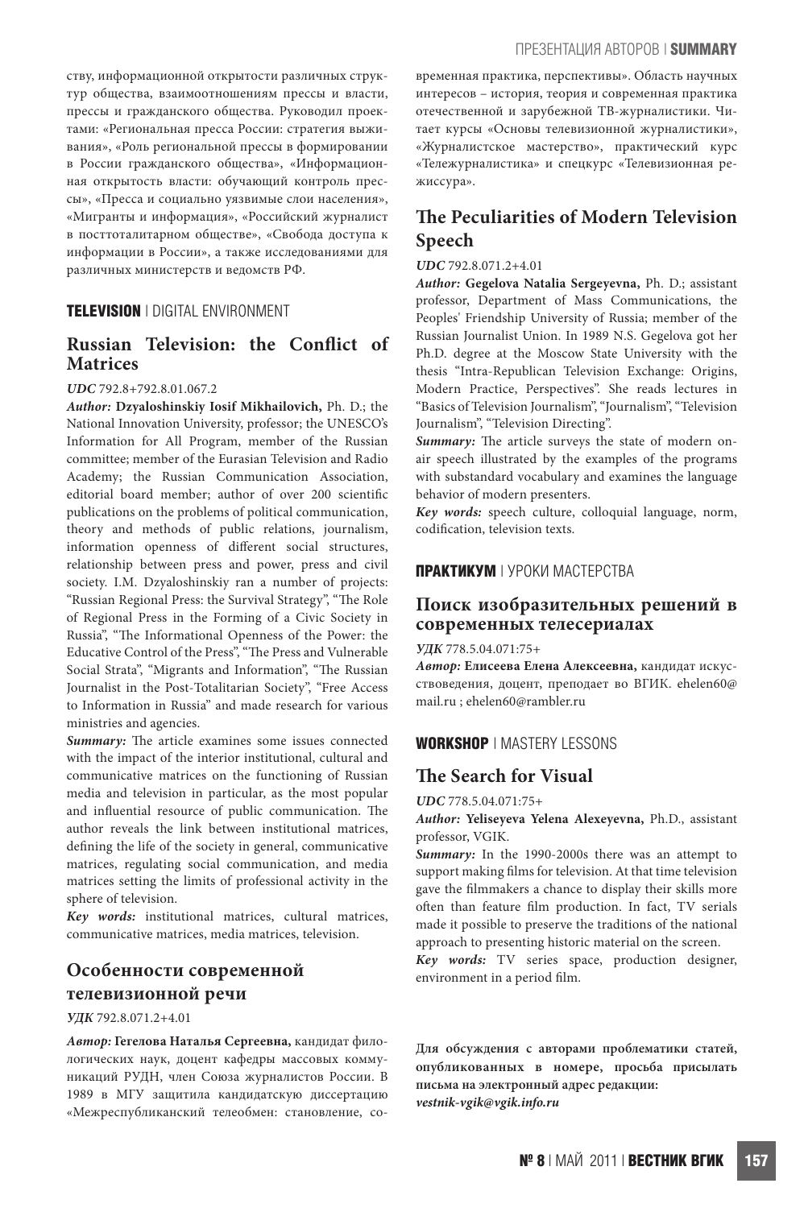ству, информационной открытости различных структур общества, взаимоотношениям прессы и власти, прессы и гражданского общества. Руководил проектами: «Региональная пресса России: стратегия выживания», «Роль региональной прессы в формировании в России гражданского общества», «Информационная открытость власти: обучающий контроль прессы», «Пресса и социально уязвимые слои населения», «Мигранты и информация», «Российский журналист в посттоталитарном обществе», «Свобода доступа к информации в России», а также исследованиями для различных министерств и ведомств РФ.

**TELEVISION** | DIGITAL ENVIRONMENT

## Russian Television: the Conflict of Matrices

***UDC*** 792.8+792.8.01.067.2

***Author:*** **Dzyaloshinskiy Iosif Mikhailovich,** Ph. D.; the National Innovation University, professor; the UNESCO's Information for All Program, member of the Russian committee; member of the Eurasian Television and Radio Academy; the Russian Communication Association, editorial board member; author of over 200 scientific publications on the problems of political communication, theory and methods of public relations, journalism, information openness of different social structures, relationship between press and power, press and civil society. I.M. Dzyaloshinskiy ran a number of projects: "Russian Regional Press: the Survival Strategy", "The Role of Regional Press in the Forming of a Civic Society in Russia", "The Informational Openness of the Power: the Educative Control of the Press", "The Press and Vulnerable Social Strata", "Migrants and Information", "The Russian Journalist in the Post-Totalitarian Society", "Free Access to Information in Russia" and made research for various ministries and agencies.

***Summary:*** The article examines some issues connected with the impact of the interior institutional, cultural and communicative matrices on the functioning of Russian media and television in particular, as the most popular and influential resource of public communication. The author reveals the link between institutional matrices, defining the life of the society in general, communicative matrices, regulating social communication, and media matrices setting the limits of professional activity in the sphere of television.

***Key words:*** institutional matrices, cultural matrices, communicative matrices, media matrices, television.

## Особенности современной телевизионной речи

***УДК*** 792.8.071.2+4.01

***Автор:*** **Гегелова Наталья Сергеевна,** кандидат филологических наук, доцент кафедры массовых коммуникаций РУДН, член Союза журналистов России. В 1989 в МГУ защитила кандидатскую диссертацию «Межреспубликанский телеобмен: становление, современная практика, перспективы». Область научных интересов – история, теория и современная практика отечественной и зарубежной ТВ-журналистики. Читает курсы «Основы телевизионной журналистики», «Журналистское мастерство», практический курс «Тележурналистика» и спецкурс «Телевизионная режиссура».

## The Peculiarities of Modern Television Speech

***UDC*** 792.8.071.2+4.01

***Author:*** **Gegelova Natalia Sergeyevna,** Ph. D.; assistant professor, Department of Mass Communications, the Peoples' Friendship University of Russia; member of the Russian Journalist Union. In 1989 N.S. Gegelova got her Ph.D. degree at the Moscow State University with the thesis "Intra-Republican Television Exchange: Origins, Modern Practice, Perspectives". She reads lectures in "Basics of Television Journalism", "Journalism", "Television Journalism", "Television Directing".

***Summary:*** The article surveys the state of modern on-air speech illustrated by the examples of the programs with substandard vocabulary and examines the language behavior of modern presenters.

***Key words:*** speech culture, colloquial language, norm, codification, television texts.

**ПРАКТИКУМ** | УРОКИ МАСТЕРСТВА

## Поиск изобразительных решений в современных телесериалах

***УДК*** 778.5.04.071:75+

***Автор:*** **Елисеева Елена Алексеевна,** кандидат искусствоведения, доцент, преподает во ВГИК. ehelen60@mail.ru ; ehelen60@rambler.ru

**WORKSHOP** | MASTERY LESSONS

## The Search for Visual

***UDC*** 778.5.04.071:75+

***Author:*** **Yeliseyeva Yelena Alexeyevna,** Ph.D., assistant professor, VGIK.

***Summary:*** In the 1990-2000s there was an attempt to support making films for television. At that time television gave the filmmakers a chance to display their skills more often than feature film production. In fact, TV serials made it possible to preserve the traditions of the national approach to presenting historic material on the screen.

***Key words:*** TV series space, production designer, environment in a period film.

**Для обсуждения с авторами проблематики статей, опубликованных в номере, просьба присылать письма на электронный адрес редакции:** ***vestnik-vgik@vgik.info.ru***